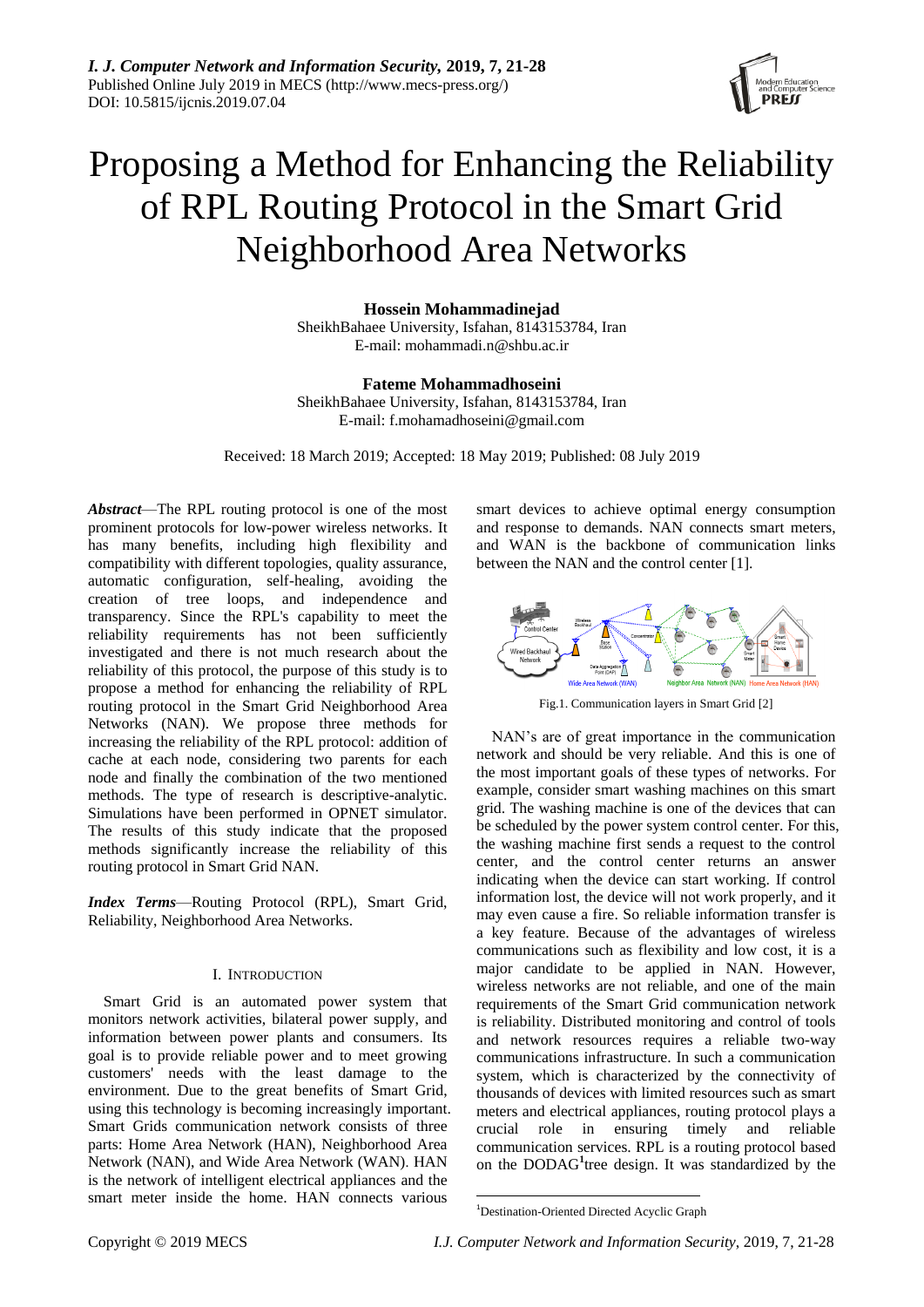# Proposing a Method for Enhancing the Reliability of RPL Routing Protocol in the Smart Grid Neighborhood Area Networks

**Hossein Mohammadinejad**
SheikhBahaee University, Isfahan, 8143153784, Iran
E-mail: mohammadi.n@shbu.ac.ir

**Fateme Mohammadhoseini**
SheikhBahaee University, Isfahan, 8143153784, Iran
E-mail: f.mohamadhoseini@gmail.com

Received: 18 March 2019; Accepted: 18 May 2019; Published: 08 July 2019

***Abstract***—The RPL routing protocol is one of the most prominent protocols for low-power wireless networks. It has many benefits, including high flexibility and compatibility with different topologies, quality assurance, automatic configuration, self-healing, avoiding the creation of tree loops, and independence and transparency. Since the RPL's capability to meet the reliability requirements has not been sufficiently investigated and there is not much research about the reliability of this protocol, the purpose of this study is to propose a method for enhancing the reliability of RPL routing protocol in the Smart Grid Neighborhood Area Networks (NAN). We propose three methods for increasing the reliability of the RPL protocol: addition of cache at each node, considering two parents for each node and finally the combination of the two mentioned methods. The type of research is descriptive-analytic. Simulations have been performed in OPNET simulator. The results of this study indicate that the proposed methods significantly increase the reliability of this routing protocol in Smart Grid NAN.

***Index Terms***—Routing Protocol (RPL), Smart Grid, Reliability, Neighborhood Area Networks.

## I. Introduction

Smart Grid is an automated power system that monitors network activities, bilateral power supply, and information between power plants and consumers. Its goal is to provide reliable power and to meet growing customers' needs with the least damage to the environment. Due to the great benefits of Smart Grid, using this technology is becoming increasingly important. Smart Grids communication network consists of three parts: Home Area Network (HAN), Neighborhood Area Network (NAN), and Wide Area Network (WAN). HAN is the network of intelligent electrical appliances and the smart meter inside the home. HAN connects various smart devices to achieve optimal energy consumption and response to demands. NAN connects smart meters, and WAN is the backbone of communication links between the NAN and the control center [1].

Fig.1. Communication layers in Smart Grid [2]

NAN's are of great importance in the communication network and should be very reliable. And this is one of the most important goals of these types of networks. For example, consider smart washing machines on this smart grid. The washing machine is one of the devices that can be scheduled by the power system control center. For this, the washing machine first sends a request to the control center, and the control center returns an answer indicating when the device can start working. If control information lost, the device will not work properly, and it may even cause a fire. So reliable information transfer is a key feature. Because of the advantages of wireless communications such as flexibility and low cost, it is a major candidate to be applied in NAN. However, wireless networks are not reliable, and one of the main requirements of the Smart Grid communication network is reliability. Distributed monitoring and control of tools and network resources requires a reliable two-way communications infrastructure. In such a communication system, which is characterized by the connectivity of thousands of devices with limited resources such as smart meters and electrical appliances, routing protocol plays a crucial role in ensuring timely and reliable communication services. RPL is a routing protocol based on the DODAG[1] tree design. It was standardized by the

[1] Destination-Oriented Directed Acyclic Graph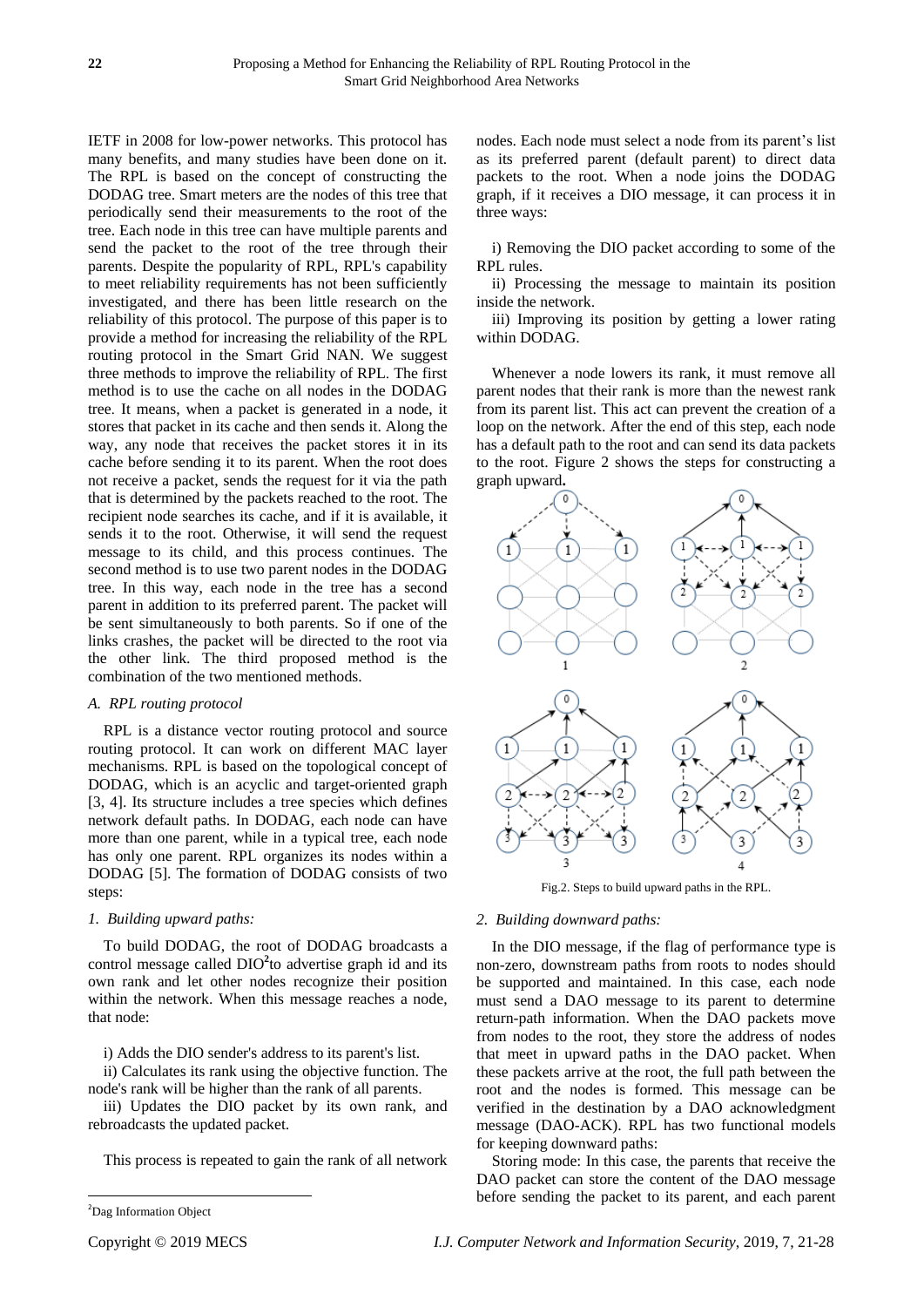IETF in 2008 for low-power networks. This protocol has many benefits, and many studies have been done on it. The RPL is based on the concept of constructing the DODAG tree. Smart meters are the nodes of this tree that periodically send their measurements to the root of the tree. Each node in this tree can have multiple parents and send the packet to the root of the tree through their parents. Despite the popularity of RPL, RPL's capability to meet reliability requirements has not been sufficiently investigated, and there has been little research on the reliability of this protocol. The purpose of this paper is to provide a method for increasing the reliability of the RPL routing protocol in the Smart Grid NAN. We suggest three methods to improve the reliability of RPL. The first method is to use the cache on all nodes in the DODAG tree. It means, when a packet is generated in a node, it stores that packet in its cache and then sends it. Along the way, any node that receives the packet stores it in its cache before sending it to its parent. When the root does not receive a packet, sends the request for it via the path that is determined by the packets reached to the root. The recipient node searches its cache, and if it is available, it sends it to the root. Otherwise, it will send the request message to its child, and this process continues. The second method is to use two parent nodes in the DODAG tree. In this way, each node in the tree has a second parent in addition to its preferred parent. The packet will be sent simultaneously to both parents. So if one of the links crashes, the packet will be directed to the root via the other link. The third proposed method is the combination of the two mentioned methods.

### *A. RPL routing protocol*

RPL is a distance vector routing protocol and source routing protocol. It can work on different MAC layer mechanisms. RPL is based on the topological concept of DODAG, which is an acyclic and target-oriented graph [3, 4]. Its structure includes a tree species which defines network default paths. In DODAG, each node can have more than one parent, while in a typical tree, each node has only one parent. RPL organizes its nodes within a DODAG [5]. The formation of DODAG consists of two steps:

#### *1. Building upward paths:*

To build DODAG, the root of DODAG broadcasts a control message called DIO[2] to advertise graph id and its own rank and let other nodes recognize their position within the network. When this message reaches a node, that node:

i) Adds the DIO sender's address to its parent's list.

ii) Calculates its rank using the objective function. The node's rank will be higher than the rank of all parents.

iii) Updates the DIO packet by its own rank, and rebroadcasts the updated packet.

This process is repeated to gain the rank of all network nodes. Each node must select a node from its parent's list as its preferred parent (default parent) to direct data packets to the root. When a node joins the DODAG graph, if it receives a DIO message, it can process it in three ways:

i) Removing the DIO packet according to some of the RPL rules.

ii) Processing the message to maintain its position inside the network.

iii) Improving its position by getting a lower rating within DODAG.

Whenever a node lowers its rank, it must remove all parent nodes that their rank is more than the newest rank from its parent list. This act can prevent the creation of a loop on the network. After the end of this step, each node has a default path to the root and can send its data packets to the root. Figure 2 shows the steps for constructing a graph upward.

Fig.2. Steps to build upward paths in the RPL.

#### *2. Building downward paths:*

In the DIO message, if the flag of performance type is non-zero, downstream paths from roots to nodes should be supported and maintained. In this case, each node must send a DAO message to its parent to determine return-path information. When the DAO packets move from nodes to the root, they store the address of nodes that meet in upward paths in the DAO packet. When these packets arrive at the root, the full path between the root and the nodes is formed. This message can be verified in the destination by a DAO acknowledgment message (DAO-ACK). RPL has two functional models for keeping downward paths:

Storing mode: In this case, the parents that receive the DAO packet can store the content of the DAO message before sending the packet to its parent, and each parent

[2] Dag Information Object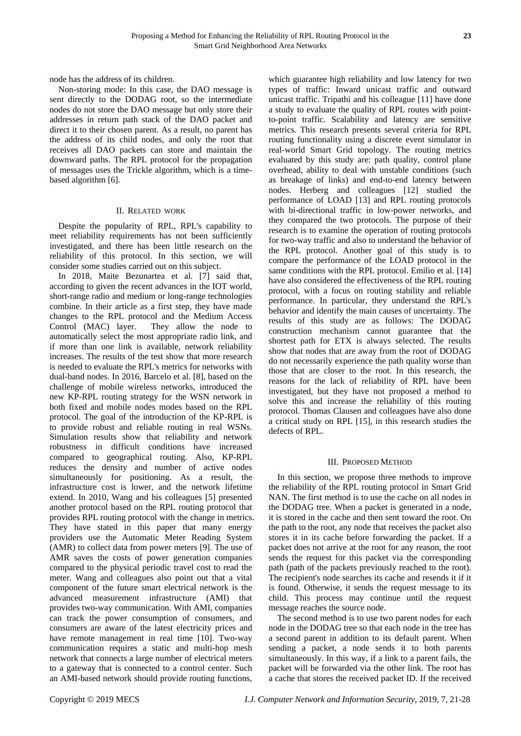node has the address of its children.

Non-storing mode: In this case, the DAO message is sent directly to the DODAG root, so the intermediate nodes do not store the DAO message but only store their addresses in return path stack of the DAO packet and direct it to their chosen parent. As a result, no parent has the address of its child nodes, and only the root that receives all DAO packets can store and maintain the downward paths. The RPL protocol for the propagation of messages uses the Trickle algorithm, which is a time-based algorithm [6].

## II. Related work

Despite the popularity of RPL, RPL's capability to meet reliability requirements has not been sufficiently investigated, and there has been little research on the reliability of this protocol. In this section, we will consider some studies carried out on this subject.

In 2018, Maite Bezunartea et al. [7] said that, according to given the recent advances in the IOT world, short-range radio and medium or long-range technologies combine. In their article as a first step, they have made changes to the RPL protocol and the Medium Access Control (MAC) layer. They allow the node to automatically select the most appropriate radio link, and if more than one link is available, network reliability increases. The results of the test show that more research is needed to evaluate the RPL's metrics for networks with dual-band nodes. In 2016, Barcelo et al. [8], based on the challenge of mobile wireless networks, introduced the new KP-RPL routing strategy for the WSN network in both fixed and mobile nodes modes based on the RPL protocol. The goal of the introduction of the KP-RPL is to provide robust and reliable routing in real WSNs. Simulation results show that reliability and network robustness in difficult conditions have increased compared to geographical routing. Also, KP-RPL reduces the density and number of active nodes simultaneously for positioning. As a result, the infrastructure cost is lower, and the network lifetime extend. In 2010, Wang and his colleagues [5] presented another protocol based on the RPL routing protocol that provides RPL routing protocol with the change in metrics. They have stated in this paper that many energy providers use the Automatic Meter Reading System (AMR) to collect data from power meters [9]. The use of AMR saves the costs of power generation companies compared to the physical periodic travel cost to read the meter. Wang and colleagues also point out that a vital component of the future smart electrical network is the advanced measurement infrastructure (AMI) that provides two-way communication. With AMI, companies can track the power consumption of consumers, and consumers are aware of the latest electricity prices and have remote management in real time [10]. Two-way communication requires a static and multi-hop mesh network that connects a large number of electrical meters to a gateway that is connected to a control center. Such an AMI-based network should provide routing functions, which guarantee high reliability and low latency for two types of traffic: Inward unicast traffic and outward unicast traffic. Tripathi and his colleague [11] have done a study to evaluate the quality of RPL routes with point-to-point traffic. Scalability and latency are sensitive metrics. This research presents several criteria for RPL routing functionality using a discrete event simulator in real-world Smart Grid topology. The routing metrics evaluated by this study are: path quality, control plane overhead, ability to deal with unstable conditions (such as breakage of links) and end-to-end latency between nodes. Herberg and colleagues [12] studied the performance of LOAD [13] and RPL routing protocols with bi-directional traffic in low-power networks, and they compared the two protocols. The purpose of their research is to examine the operation of routing protocols for two-way traffic and also to understand the behavior of the RPL protocol. Another goal of this study is to compare the performance of the LOAD protocol in the same conditions with the RPL protocol. Emilio et al. [14] have also considered the effectiveness of the RPL routing protocol, with a focus on routing stability and reliable performance. In particular, they understand the RPL's behavior and identify the main causes of uncertainty. The results of this study are as follows: The DODAG construction mechanism cannot guarantee that the shortest path for ETX is always selected. The results show that nodes that are away from the root of DODAG do not necessarily experience the path quality worse than those that are closer to the root. In this research, the reasons for the lack of reliability of RPL have been investigated, but they have not proposed a method to solve this and increase the reliability of this routing protocol. Thomas Clausen and colleagues have also done a critical study on RPL [15], in this research studies the defects of RPL.

## III. Proposed Method

In this section, we propose three methods to improve the reliability of the RPL routing protocol in Smart Grid NAN. The first method is to use the cache on all nodes in the DODAG tree. When a packet is generated in a node, it is stored in the cache and then sent toward the root. On the path to the root, any node that receives the packet also stores it in its cache before forwarding the packet. If a packet does not arrive at the root for any reason, the root sends the request for this packet via the corresponding path (path of the packets previously reached to the root). The recipient's node searches its cache and resends it if it is found. Otherwise, it sends the request message to its child. This process may continue until the request message reaches the source node.

The second method is to use two parent nodes for each node in the DODAG tree so that each node in the tree has a second parent in addition to its default parent. When sending a packet, a node sends it to both parents simultaneously. In this way, if a link to a parent fails, the packet will be forwarded via the other link. The root has a cache that stores the received packet ID. If the received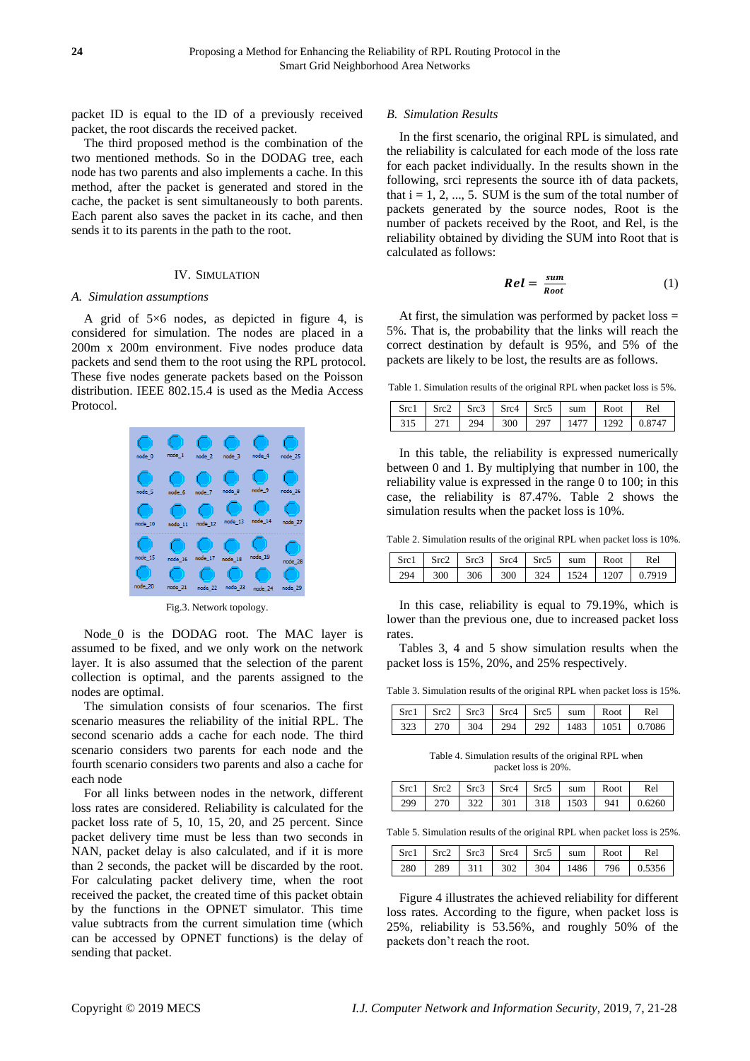packet ID is equal to the ID of a previously received packet, the root discards the received packet.

The third proposed method is the combination of the two mentioned methods. So in the DODAG tree, each node has two parents and also implements a cache. In this method, after the packet is generated and stored in the cache, the packet is sent simultaneously to both parents. Each parent also saves the packet in its cache, and then sends it to its parents in the path to the root.

## IV. Simulation

### *A. Simulation assumptions*

A grid of 5×6 nodes, as depicted in figure 4, is considered for simulation. The nodes are placed in a 200m x 200m environment. Five nodes produce data packets and send them to the root using the RPL protocol. These five nodes generate packets based on the Poisson distribution. IEEE 802.15.4 is used as the Media Access Protocol.

Fig.3. Network topology.

Node_0 is the DODAG root. The MAC layer is assumed to be fixed, and we only work on the network layer. It is also assumed that the selection of the parent collection is optimal, and the parents assigned to the nodes are optimal.

The simulation consists of four scenarios. The first scenario measures the reliability of the initial RPL. The second scenario adds a cache for each node. The third scenario considers two parents for each node and the fourth scenario considers two parents and also a cache for each node

For all links between nodes in the network, different loss rates are considered. Reliability is calculated for the packet loss rate of 5, 10, 15, 20, and 25 percent. Since packet delivery time must be less than two seconds in NAN, packet delay is also calculated, and if it is more than 2 seconds, the packet will be discarded by the root. For calculating packet delivery time, when the root received the packet, the created time of this packet obtain by the functions in the OPNET simulator. This time value subtracts from the current simulation time (which can be accessed by OPNET functions) is the delay of sending that packet.

### *B. Simulation Results*

In the first scenario, the original RPL is simulated, and the reliability is calculated for each mode of the loss rate for each packet individually. In the results shown in the following, srci represents the source ith of data packets, that i = 1, 2, ..., 5. SUM is the sum of the total number of packets generated by the source nodes, Root is the number of packets received by the Root, and Rel, is the reliability obtained by dividing the SUM into Root that is calculated as follows:

$$\boldsymbol{Rel} = \frac{\boldsymbol{sum}}{\boldsymbol{Root}} \tag{1}$$

At first, the simulation was performed by packet loss = 5%. That is, the probability that the links will reach the correct destination by default is 95%, and 5% of the packets are likely to be lost, the results are as follows.

Table 1. Simulation results of the original RPL when packet loss is 5%.

| Src1 | Src2 | Src3 | Src4 | Src5 | sum | Root | Rel |
|---|---|---|---|---|---|---|---|
| 315 | 271 | 294 | 300 | 297 | 1477 | 1292 | 0.8747 |

In this table, the reliability is expressed numerically between 0 and 1. By multiplying that number in 100, the reliability value is expressed in the range 0 to 100; in this case, the reliability is 87.47%. Table 2 shows the simulation results when the packet loss is 10%.

Table 2. Simulation results of the original RPL when packet loss is 10%.

| Src1 | Src2 | Src3 | Src4 | Src5 | sum | Root | Rel |
|---|---|---|---|---|---|---|---|
| 294 | 300 | 306 | 300 | 324 | 1524 | 1207 | 0.7919 |

In this case, reliability is equal to 79.19%, which is lower than the previous one, due to increased packet loss rates.

Tables 3, 4 and 5 show simulation results when the packet loss is 15%, 20%, and 25% respectively.

Table 3. Simulation results of the original RPL when packet loss is 15%.

| Src1 | Src2 | Src3 | Src4 | Src5 | sum | Root | Rel |
|---|---|---|---|---|---|---|---|
| 323 | 270 | 304 | 294 | 292 | 1483 | 1051 | 0.7086 |

Table 4. Simulation results of the original RPL when packet loss is 20%.

| Src1 | Src2 | Src3 | Src4 | Src5 | sum | Root | Rel |
|---|---|---|---|---|---|---|---|
| 299 | 270 | 322 | 301 | 318 | 1503 | 941 | 0.6260 |

Table 5. Simulation results of the original RPL when packet loss is 25%.

| Src1 | Src2 | Src3 | Src4 | Src5 | sum | Root | Rel |
|---|---|---|---|---|---|---|---|
| 280 | 289 | 311 | 302 | 304 | 1486 | 796 | 0.5356 |

Figure 4 illustrates the achieved reliability for different loss rates. According to the figure, when packet loss is 25%, reliability is 53.56%, and roughly 50% of the packets don't reach the root.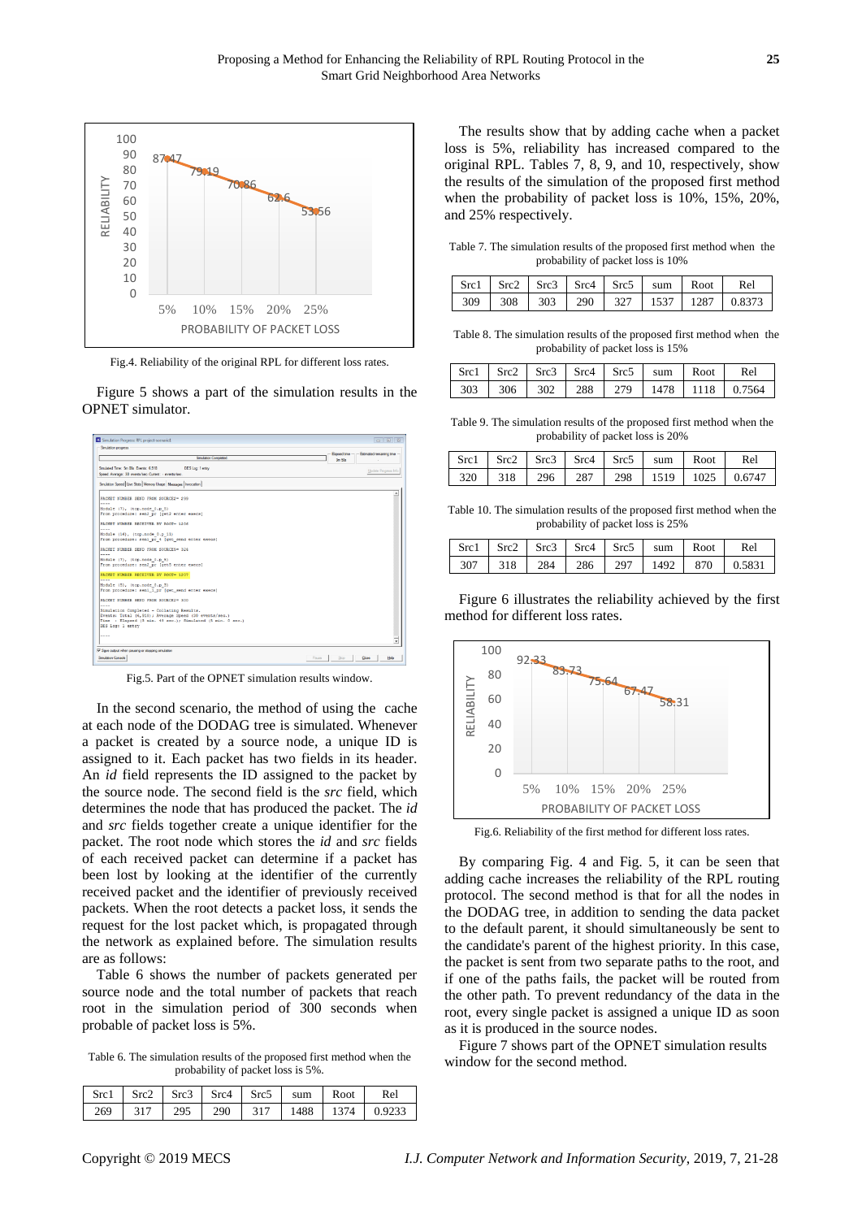Fig.4. Reliability of the original RPL for different loss rates.

Figure 5 shows a part of the simulation results in the OPNET simulator.

Fig.5. Part of the OPNET simulation results window.

In the second scenario, the method of using the cache at each node of the DODAG tree is simulated. Whenever a packet is created by a source node, a unique ID is assigned to it. Each packet has two fields in its header. An *id* field represents the ID assigned to the packet by the source node. The second field is the *src* field, which determines the node that has produced the packet. The *id* and *src* fields together create a unique identifier for the packet. The root node which stores the *id* and *src* fields of each received packet can determine if a packet has been lost by looking at the identifier of the currently received packet and the identifier of previously received packets. When the root detects a packet loss, it sends the request for the lost packet which, is propagated through the network as explained before. The simulation results are as follows:

Table 6 shows the number of packets generated per source node and the total number of packets that reach root in the simulation period of 300 seconds when probable of packet loss is 5%.

Table 6. The simulation results of the proposed first method when the probability of packet loss is 5%.

| Src1 | Src2 | Src3 | Src4 | Src5 | sum | Root | Rel |
|---|---|---|---|---|---|---|---|
| 269 | 317 | 295 | 290 | 317 | 1488 | 1374 | 0.9233 |

The results show that by adding cache when a packet loss is 5%, reliability has increased compared to the original RPL. Tables 7, 8, 9, and 10, respectively, show the results of the simulation of the proposed first method when the probability of packet loss is 10%, 15%, 20%, and 25% respectively.

Table 7. The simulation results of the proposed first method when the probability of packet loss is 10%

| Src1 | Src2 | Src3 | Src4 | Src5 | sum | Root | Rel |
|---|---|---|---|---|---|---|---|
| 309 | 308 | 303 | 290 | 327 | 1537 | 1287 | 0.8373 |

Table 8. The simulation results of the proposed first method when the probability of packet loss is 15%

| Src1 | Src2 | Src3 | Src4 | Src5 | sum | Root | Rel |
|---|---|---|---|---|---|---|---|
| 303 | 306 | 302 | 288 | 279 | 1478 | 1118 | 0.7564 |

Table 9. The simulation results of the proposed first method when the probability of packet loss is 20%

| Src1 | Src2 | Src3 | Src4 | Src5 | sum | Root | Rel |
|---|---|---|---|---|---|---|---|
| 320 | 318 | 296 | 287 | 298 | 1519 | 1025 | 0.6747 |

Table 10. The simulation results of the proposed first method when the probability of packet loss is 25%

| Src1 | Src2 | Src3 | Src4 | Src5 | sum | Root | Rel |
|---|---|---|---|---|---|---|---|
| 307 | 318 | 284 | 286 | 297 | 1492 | 870 | 0.5831 |

Figure 6 illustrates the reliability achieved by the first method for different loss rates.

Fig.6. Reliability of the first method for different loss rates.

By comparing Fig. 4 and Fig. 5, it can be seen that adding cache increases the reliability of the RPL routing protocol. The second method is that for all the nodes in the DODAG tree, in addition to sending the data packet to the default parent, it should simultaneously be sent to the candidate's parent of the highest priority. In this case, the packet is sent from two separate paths to the root, and if one of the paths fails, the packet will be routed from the other path. To prevent redundancy of the data in the root, every single packet is assigned a unique ID as soon as it is produced in the source nodes.

Figure 7 shows part of the OPNET simulation results window for the second method.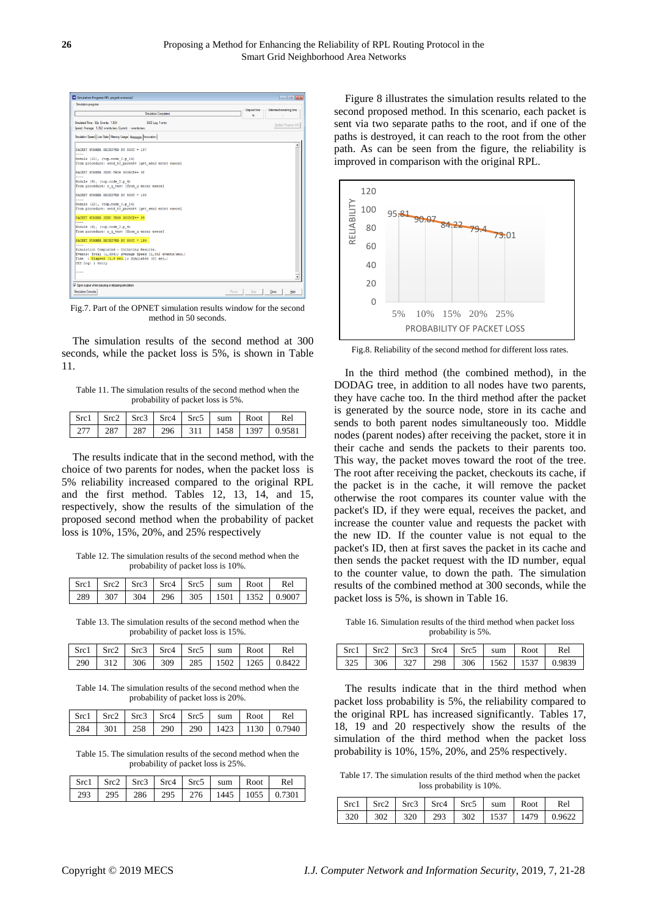Fig.7. Part of the OPNET simulation results window for the second method in 50 seconds.

The simulation results of the second method at 300 seconds, while the packet loss is 5%, is shown in Table 11.

Table 11. The simulation results of the second method when the probability of packet loss is 5%.

| Src1 | Src2 | Src3 | Src4 | Src5 | sum | Root | Rel |
|---|---|---|---|---|---|---|---|
| 277 | 287 | 287 | 296 | 311 | 1458 | 1397 | 0.9581 |

The results indicate that in the second method, with the choice of two parents for nodes, when the packet loss is 5% reliability increased compared to the original RPL and the first method. Tables 12, 13, 14, and 15, respectively, show the results of the simulation of the proposed second method when the probability of packet loss is 10%, 15%, 20%, and 25% respectively

Table 12. The simulation results of the second method when the probability of packet loss is 10%.

| Src1 | Src2 | Src3 | Src4 | Src5 | sum | Root | Rel |
|---|---|---|---|---|---|---|---|
| 289 | 307 | 304 | 296 | 305 | 1501 | 1352 | 0.9007 |

Table 13. The simulation results of the second method when the probability of packet loss is 15%.

| Src1 | Src2 | Src3 | Src4 | Src5 | sum | Root | Rel |
|---|---|---|---|---|---|---|---|
| 290 | 312 | 306 | 309 | 285 | 1502 | 1265 | 0.8422 |

Table 14. The simulation results of the second method when the probability of packet loss is 20%.

| Src1 | Src2 | Src3 | Src4 | Src5 | sum | Root | Rel |
|---|---|---|---|---|---|---|---|
| 284 | 301 | 258 | 290 | 290 | 1423 | 1130 | 0.7940 |

Table 15. The simulation results of the second method when the probability of packet loss is 25%.

| Src1 | Src2 | Src3 | Src4 | Src5 | sum | Root | Rel |
|---|---|---|---|---|---|---|---|
| 293 | 295 | 286 | 295 | 276 | 1445 | 1055 | 0.7301 |

Figure 8 illustrates the simulation results related to the second proposed method. In this scenario, each packet is sent via two separate paths to the root, and if one of the paths is destroyed, it can reach to the root from the other path. As can be seen from the figure, the reliability is improved in comparison with the original RPL.

Fig.8. Reliability of the second method for different loss rates.

In the third method (the combined method), in the DODAG tree, in addition to all nodes have two parents, they have cache too. In the third method after the packet is generated by the source node, store in its cache and sends to both parent nodes simultaneously too. Middle nodes (parent nodes) after receiving the packet, store it in their cache and sends the packets to their parents too. This way, the packet moves toward the root of the tree. The root after receiving the packet, checkouts its cache, if the packet is in the cache, it will remove the packet otherwise the root compares its counter value with the packet's ID, if they were equal, receives the packet, and increase the counter value and requests the packet with the new ID. If the counter value is not equal to the packet's ID, then at first saves the packet in its cache and then sends the packet request with the ID number, equal to the counter value, to down the path. The simulation results of the combined method at 300 seconds, while the packet loss is 5%, is shown in Table 16.

Table 16. Simulation results of the third method when packet loss probability is 5%.

| Src1 | Src2 | Src3 | Src4 | Src5 | sum | Root | Rel |
|---|---|---|---|---|---|---|---|
| 325 | 306 | 327 | 298 | 306 | 1562 | 1537 | 0.9839 |

The results indicate that in the third method when packet loss probability is 5%, the reliability compared to the original RPL has increased significantly. Tables 17, 18, 19 and 20 respectively show the results of the simulation of the third method when the packet loss probability is 10%, 15%, 20%, and 25% respectively.

Table 17. The simulation results of the third method when the packet loss probability is 10%.

| Src1 | Src2 | Src3 | Src4 | Src5 | sum | Root | Rel |
|---|---|---|---|---|---|---|---|
| 320 | 302 | 320 | 293 | 302 | 1537 | 1479 | 0.9622 |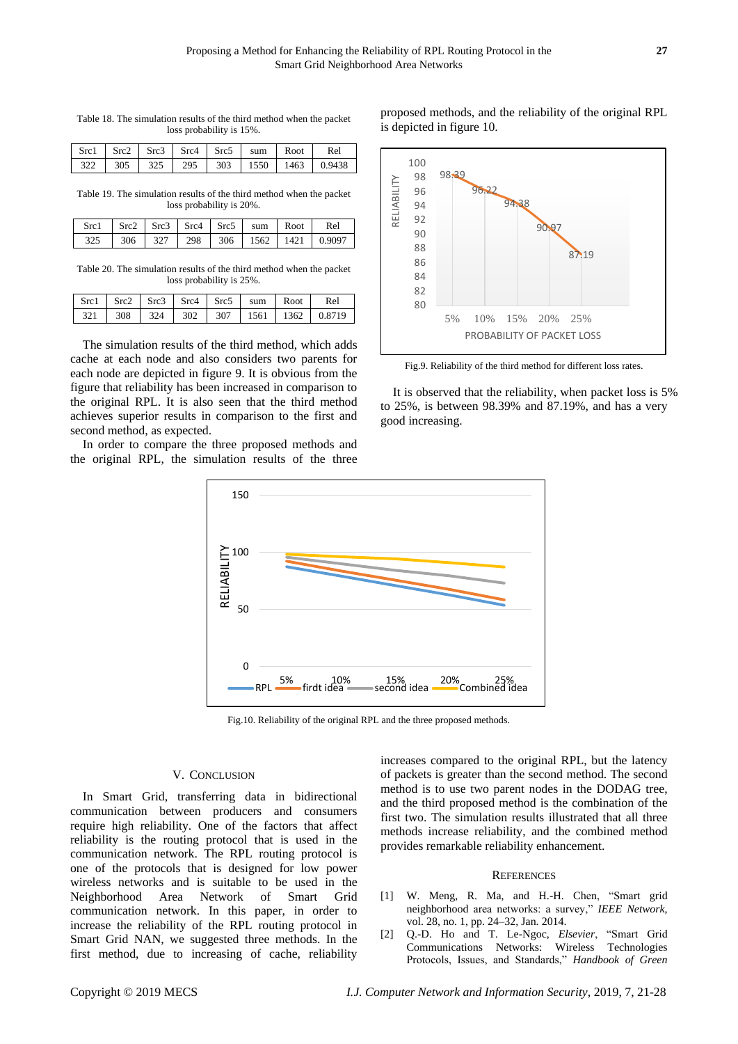Table 18. The simulation results of the third method when the packet loss probability is 15%.

| Src1 | Src2 | Src3 | Src4 | Src5 | sum | Root | Rel |
|---|---|---|---|---|---|---|---|
| 322 | 305 | 325 | 295 | 303 | 1550 | 1463 | 0.9438 |

Table 19. The simulation results of the third method when the packet loss probability is 20%.

| Src1 | Src2 | Src3 | Src4 | Src5 | sum | Root | Rel |
|---|---|---|---|---|---|---|---|
| 325 | 306 | 327 | 298 | 306 | 1562 | 1421 | 0.9097 |

Table 20. The simulation results of the third method when the packet loss probability is 25%.

| Src1 | Src2 | Src3 | Src4 | Src5 | sum | Root | Rel |
|---|---|---|---|---|---|---|---|
| 321 | 308 | 324 | 302 | 307 | 1561 | 1362 | 0.8719 |

The simulation results of the third method, which adds cache at each node and also considers two parents for each node are depicted in figure 9. It is obvious from the figure that reliability has been increased in comparison to the original RPL. It is also seen that the third method achieves superior results in comparison to the first and second method, as expected.

In order to compare the three proposed methods and the original RPL, the simulation results of the three proposed methods, and the reliability of the original RPL is depicted in figure 10.

Fig.9. Reliability of the third method for different loss rates.

It is observed that the reliability, when packet loss is 5% to 25%, is between 98.39% and 87.19%, and has a very good increasing.

Fig.10. Reliability of the original RPL and the three proposed methods.

## V. Conclusion

In Smart Grid, transferring data in bidirectional communication between producers and consumers require high reliability. One of the factors that affect reliability is the routing protocol that is used in the communication network. The RPL routing protocol is one of the protocols that is designed for low power wireless networks and is suitable to be used in the Neighborhood Area Network of Smart Grid communication network. In this paper, in order to increase the reliability of the RPL routing protocol in Smart Grid NAN, we suggested three methods. In the first method, due to increasing of cache, reliability increases compared to the original RPL, but the latency of packets is greater than the second method. The second method is to use two parent nodes in the DODAG tree, and the third proposed method is the combination of the first two. The simulation results illustrated that all three methods increase reliability, and the combined method provides remarkable reliability enhancement.

## References

[1] W. Meng, R. Ma, and H.-H. Chen, "Smart grid neighborhood area networks: a survey," *IEEE Network*, vol. 28, no. 1, pp. 24–32, Jan. 2014.

[2] Q.-D. Ho and T. Le-Ngoc, *Elsevier*, "Smart Grid Communications Networks: Wireless Technologies Protocols, Issues, and Standards," *Handbook of Green*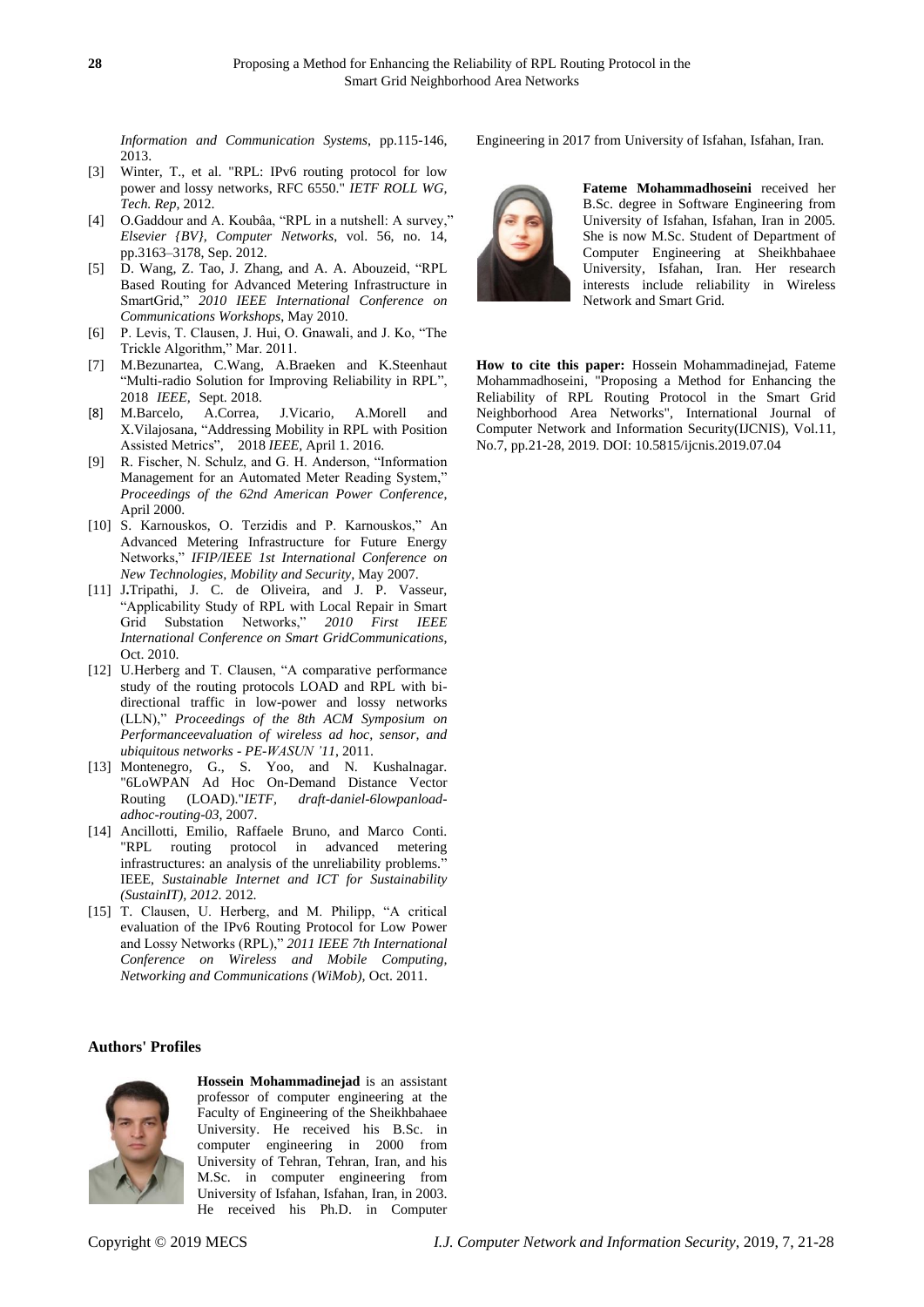*Information and Communication Systems*, pp.115-146, 2013.

[3] Winter, T., et al. "RPL: IPv6 routing protocol for low power and lossy networks, RFC 6550." *IETF ROLL WG, Tech. Rep*, 2012.

[4] O.Gaddour and A. Koubâa, "RPL in a nutshell: A survey," *Elsevier {BV}, Computer Networks*, vol. 56, no. 14, pp.3163–3178, Sep. 2012.

[5] D. Wang, Z. Tao, J. Zhang, and A. A. Abouzeid, "RPL Based Routing for Advanced Metering Infrastructure in SmartGrid," *2010 IEEE International Conference on Communications Workshops*, May 2010.

[6] P. Levis, T. Clausen, J. Hui, O. Gnawali, and J. Ko, "The Trickle Algorithm," Mar. 2011.

[7] M.Bezunartea, C.Wang, A.Braeken and K.Steenhaut "Multi-radio Solution for Improving Reliability in RPL", 2018 *IEEE*, Sept. 2018.

[8] M.Barcelo, A.Correa, J.Vicario, A.Morell and X.Vilajosana, "Addressing Mobility in RPL with Position Assisted Metrics", 2018 *IEEE*, April 1. 2016.

[9] R. Fischer, N. Schulz, and G. H. Anderson, "Information Management for an Automated Meter Reading System," *Proceedings of the 62nd American Power Conference*, April 2000.

[10] S. Karnouskos, O. Terzidis and P. Karnouskos," An Advanced Metering Infrastructure for Future Energy Networks," *IFIP/IEEE 1st International Conference on New Technologies, Mobility and Security*, May 2007.

[11] J**.**Tripathi, J. C. de Oliveira, and J. P. Vasseur, "Applicability Study of RPL with Local Repair in Smart Grid Substation Networks," *2010 First IEEE International Conference on Smart GridCommunications*, Oct. 2010.

[12] U.Herberg and T. Clausen, "A comparative performance study of the routing protocols LOAD and RPL with bi-directional traffic in low-power and lossy networks (LLN)," *Proceedings of the 8th ACM Symposium on Performanceevaluation of wireless ad hoc, sensor, and ubiquitous networks - PE-WASUN '11*, 2011.

[13] Montenegro, G., S. Yoo, and N. Kushalnagar. "6LoWPAN Ad Hoc On-Demand Distance Vector Routing (LOAD)."*IETF, draft-daniel-6lowpanload-adhoc-routing-03*, 2007.

[14] Ancillotti, Emilio, Raffaele Bruno, and Marco Conti. "RPL routing protocol in advanced metering infrastructures: an analysis of the unreliability problems." IEEE, *Sustainable Internet and ICT for Sustainability (SustainIT), 2012*. 2012.

[15] T. Clausen, U. Herberg, and M. Philipp, "A critical evaluation of the IPv6 Routing Protocol for Low Power and Lossy Networks (RPL)," *2011 IEEE 7th International Conference on Wireless and Mobile Computing, Networking and Communications (WiMob)*, Oct. 2011.

### Authors' Profiles

**Hossein Mohammadinejad** is an assistant professor of computer engineering at the Faculty of Engineering of the Sheikhbahaee University. He received his B.Sc. in computer engineering in 2000 from University of Tehran, Tehran, Iran, and his M.Sc. in computer engineering from University of Isfahan, Isfahan, Iran, in 2003. He received his Ph.D. in Computer Engineering in 2017 from University of Isfahan, Isfahan, Iran.

**Fateme Mohammadhoseini** received her B.Sc. degree in Software Engineering from University of Isfahan, Isfahan, Iran in 2005. She is now M.Sc. Student of Department of Computer Engineering at Sheikhbahaee University, Isfahan, Iran. Her research interests include reliability in Wireless Network and Smart Grid.

**How to cite this paper:** Hossein Mohammadinejad, Fateme Mohammadhoseini, "Proposing a Method for Enhancing the Reliability of RPL Routing Protocol in the Smart Grid Neighborhood Area Networks", International Journal of Computer Network and Information Security(IJCNIS), Vol.11, No.7, pp.21-28, 2019. DOI: 10.5815/ijcnis.2019.07.04